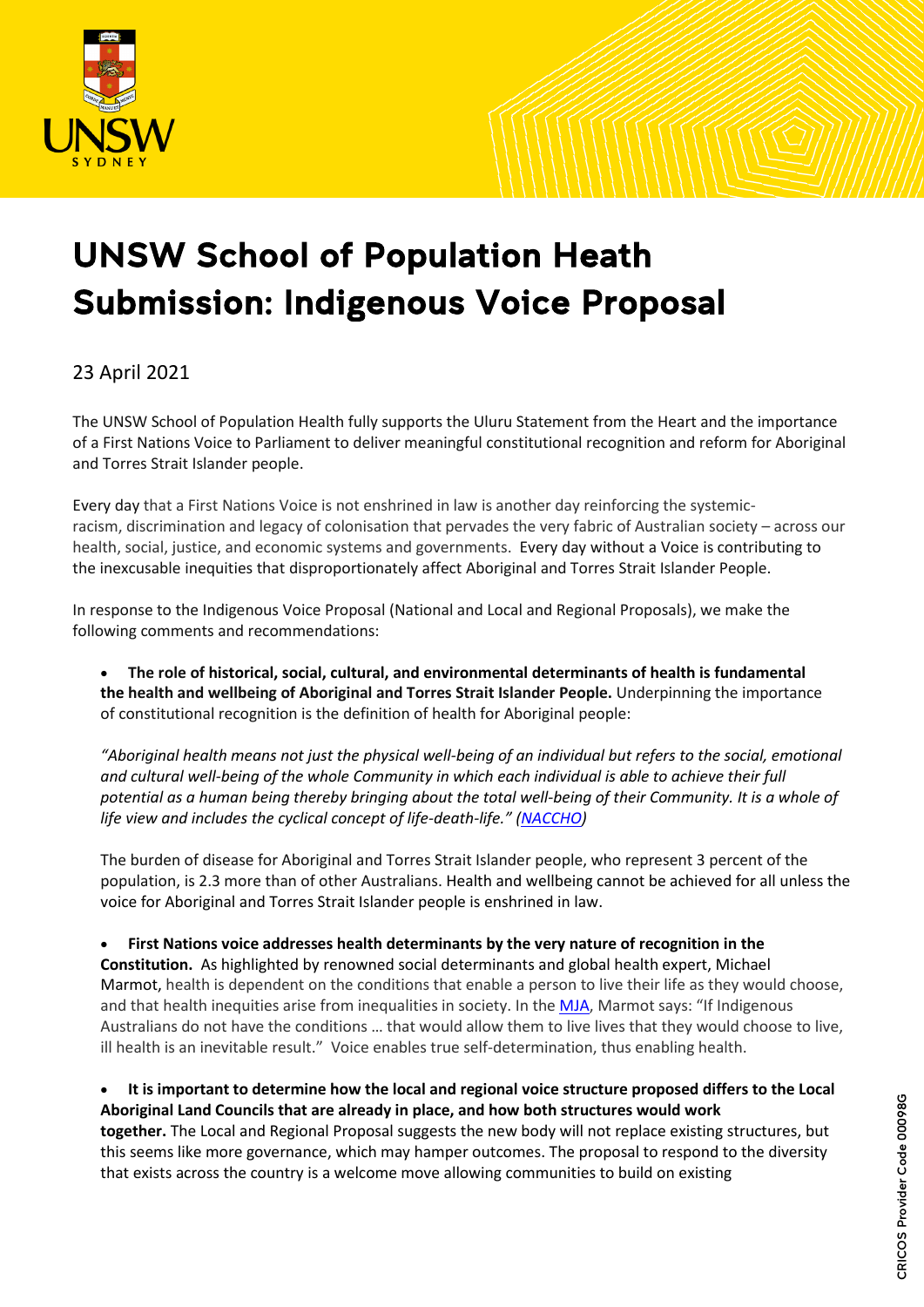# UNSW School of Population Heath Submission: Indigenous Voice Proposal

23 April 2021

The UNSW School of Population Health fully supports the Uluru Statement from the Heart and the importance of a First Nations Voice to Parliament to deliver meaningful constitutional recognition and reform for Aboriginal and Torres Strait Islander people.

Every day that a First Nations Voice is not enshrined in law is another day reinforcing the systemic-racism, discrimination and legacy of colonisation that pervades the very fabric of Australian society – across our health, social, justice, and economic systems and governments. Every day without a Voice is contributing to the inexcusable inequities that disproportionately affect Aboriginal and Torres Strait Islander People.

In response to the Indigenous Voice Proposal (National and Local and Regional Proposals), we make the following comments and recommendations:

- **The role of historical, social, cultural, and environmental determinants of health is fundamental the health and wellbeing of Aboriginal and Torres Strait Islander People.** Underpinning the importance of constitutional recognition is the definition of health for Aboriginal people:

  *"Aboriginal health means not just the physical well-being of an individual but refers to the social, emotional and cultural well-being of the whole Community in which each individual is able to achieve their full potential as a human being thereby bringing about the total well-being of their Community. It is a whole of life view and includes the cyclical concept of life-death-life." (NACCHO)*

  The burden of disease for Aboriginal and Torres Strait Islander people, who represent 3 percent of the population, is 2.3 more than of other Australians. Health and wellbeing cannot be achieved for all unless the voice for Aboriginal and Torres Strait Islander people is enshrined in law.

- **First Nations voice addresses health determinants by the very nature of recognition in the Constitution.** As highlighted by renowned social determinants and global health expert, Michael Marmot, health is dependent on the conditions that enable a person to live their life as they would choose, and that health inequities arise from inequalities in society. In the MJA, Marmot says: "If Indigenous Australians do not have the conditions … that would allow them to live lives that they would choose to live, ill health is an inevitable result." Voice enables true self-determination, thus enabling health.

- **It is important to determine how the local and regional voice structure proposed differs to the Local Aboriginal Land Councils that are already in place, and how both structures would work together.** The Local and Regional Proposal suggests the new body will not replace existing structures, but this seems like more governance, which may hamper outcomes. The proposal to respond to the diversity that exists across the country is a welcome move allowing communities to build on existing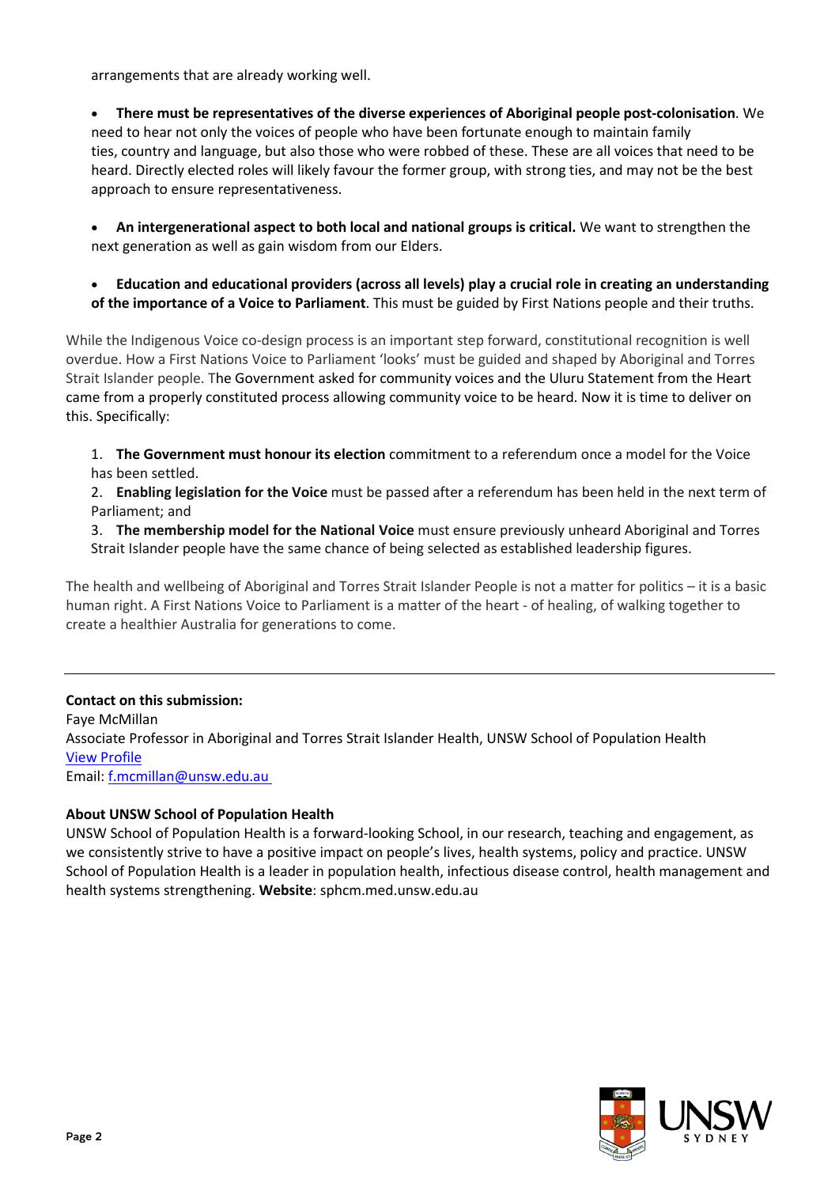arrangements that are already working well.

- **There must be representatives of the diverse experiences of Aboriginal people post-colonisation**. We need to hear not only the voices of people who have been fortunate enough to maintain family ties, country and language, but also those who were robbed of these. These are all voices that need to be heard. Directly elected roles will likely favour the former group, with strong ties, and may not be the best approach to ensure representativeness.

- **An intergenerational aspect to both local and national groups is critical.** We want to strengthen the next generation as well as gain wisdom from our Elders.

- **Education and educational providers (across all levels) play a crucial role in creating an understanding of the importance of a Voice to Parliament**. This must be guided by First Nations people and their truths.

While the Indigenous Voice co-design process is an important step forward, constitutional recognition is well overdue. How a First Nations Voice to Parliament 'looks' must be guided and shaped by Aboriginal and Torres Strait Islander people. The Government asked for community voices and the Uluru Statement from the Heart came from a properly constituted process allowing community voice to be heard. Now it is time to deliver on this. Specifically:

1. **The Government must honour its election** commitment to a referendum once a model for the Voice has been settled.
2. **Enabling legislation for the Voice** must be passed after a referendum has been held in the next term of Parliament; and
3. **The membership model for the National Voice** must ensure previously unheard Aboriginal and Torres Strait Islander people have the same chance of being selected as established leadership figures.

The health and wellbeing of Aboriginal and Torres Strait Islander People is not a matter for politics – it is a basic human right. A First Nations Voice to Parliament is a matter of the heart - of healing, of walking together to create a healthier Australia for generations to come.

---

**Contact on this submission:**
Faye McMillan
Associate Professor in Aboriginal and Torres Strait Islander Health, UNSW School of Population Health
View Profile
Email: f.mcmillan@unsw.edu.au

**About UNSW School of Population Health**
UNSW School of Population Health is a forward-looking School, in our research, teaching and engagement, as we consistently strive to have a positive impact on people's lives, health systems, policy and practice. UNSW School of Population Health is a leader in population health, infectious disease control, health management and health systems strengthening. **Website**: sphcm.med.unsw.edu.au